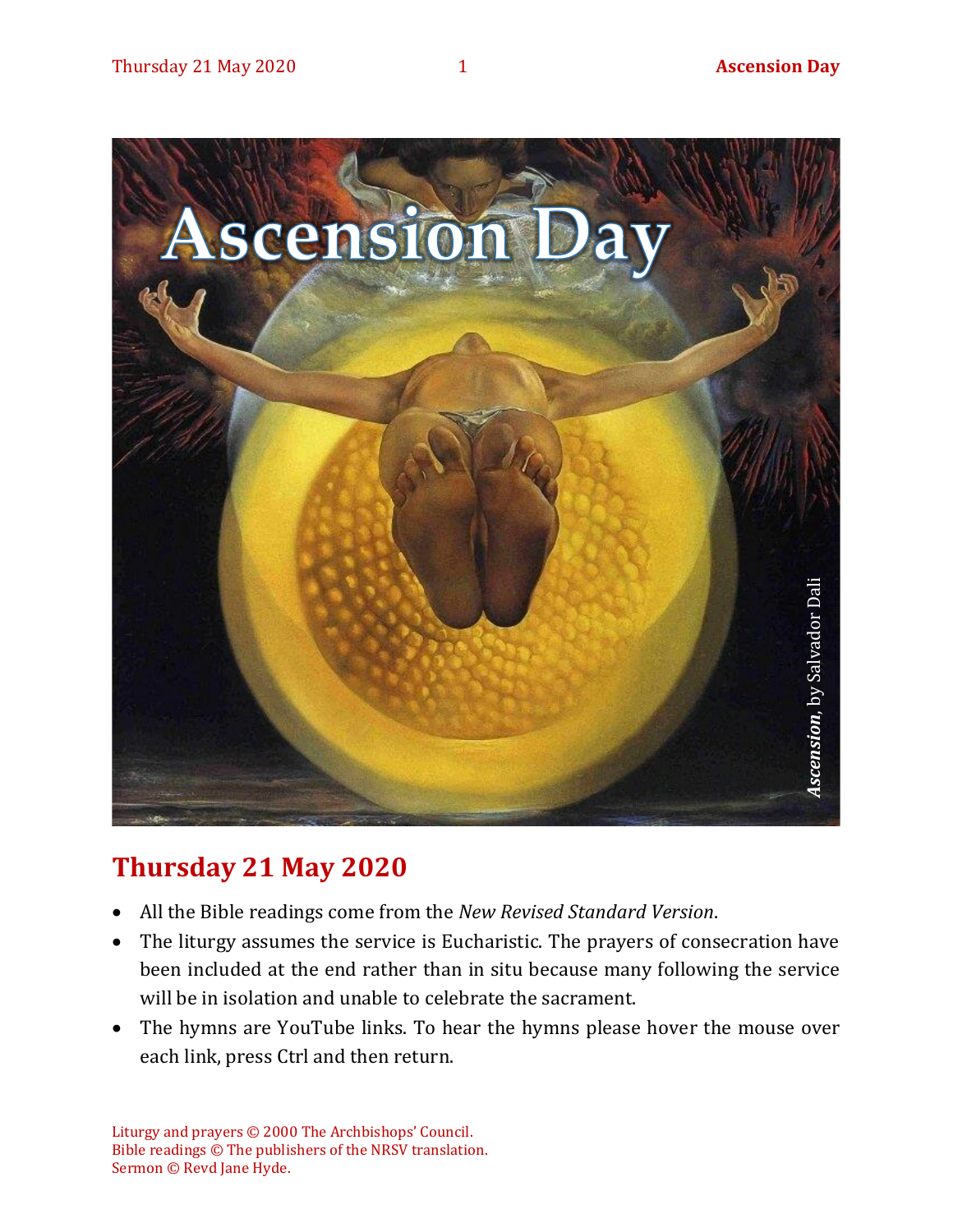# Ascension Day

*Ascension*, by Salvador Dali

## Thursday 21 May 2020

- All the Bible readings come from the *New Revised Standard Version*.
- The liturgy assumes the service is Eucharistic. The prayers of consecration have been included at the end rather than in situ because many following the service will be in isolation and unable to celebrate the sacrament.
- The hymns are YouTube links. To hear the hymns please hover the mouse over each link, press Ctrl and then return.

Liturgy and prayers © 2000 The Archbishops' Council.
Bible readings © The publishers of the NRSV translation.
Sermon © Revd Jane Hyde.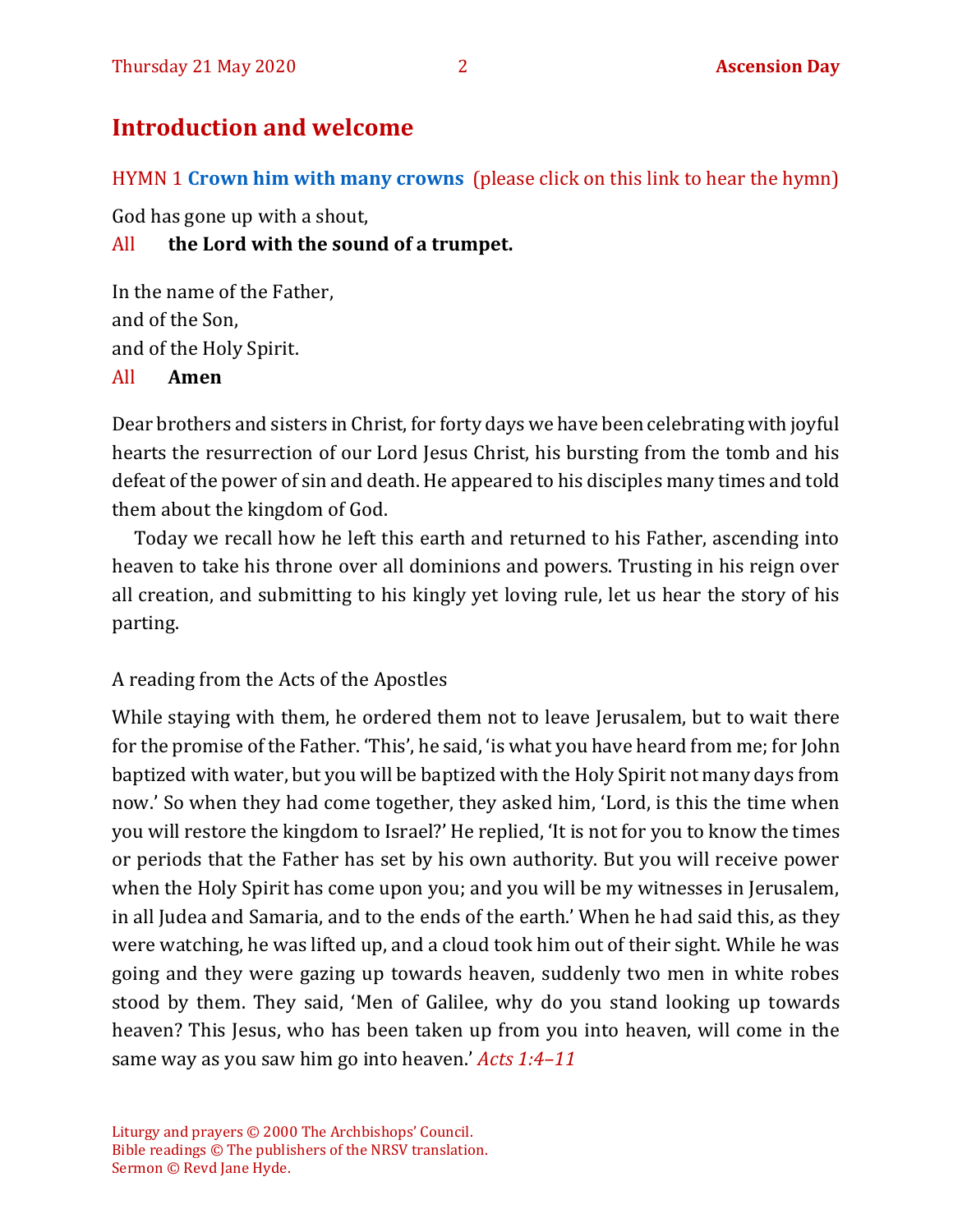## Introduction and welcome

HYMN 1 **Crown him with many crowns** (please click on this link to hear the hymn)

God has gone up with a shout,

All **the Lord with the sound of a trumpet.**

In the name of the Father,
and of the Son,
and of the Holy Spirit.

All **Amen**

Dear brothers and sisters in Christ, for forty days we have been celebrating with joyful hearts the resurrection of our Lord Jesus Christ, his bursting from the tomb and his defeat of the power of sin and death. He appeared to his disciples many times and told them about the kingdom of God.

Today we recall how he left this earth and returned to his Father, ascending into heaven to take his throne over all dominions and powers. Trusting in his reign over all creation, and submitting to his kingly yet loving rule, let us hear the story of his parting.

A reading from the Acts of the Apostles

While staying with them, he ordered them not to leave Jerusalem, but to wait there for the promise of the Father. 'This', he said, 'is what you have heard from me; for John baptized with water, but you will be baptized with the Holy Spirit not many days from now.' So when they had come together, they asked him, 'Lord, is this the time when you will restore the kingdom to Israel?' He replied, 'It is not for you to know the times or periods that the Father has set by his own authority. But you will receive power when the Holy Spirit has come upon you; and you will be my witnesses in Jerusalem, in all Judea and Samaria, and to the ends of the earth.' When he had said this, as they were watching, he was lifted up, and a cloud took him out of their sight. While he was going and they were gazing up towards heaven, suddenly two men in white robes stood by them. They said, 'Men of Galilee, why do you stand looking up towards heaven? This Jesus, who has been taken up from you into heaven, will come in the same way as you saw him go into heaven.' *Acts 1:4–11*

Liturgy and prayers © 2000 The Archbishops' Council.
Bible readings © The publishers of the NRSV translation.
Sermon © Revd Jane Hyde.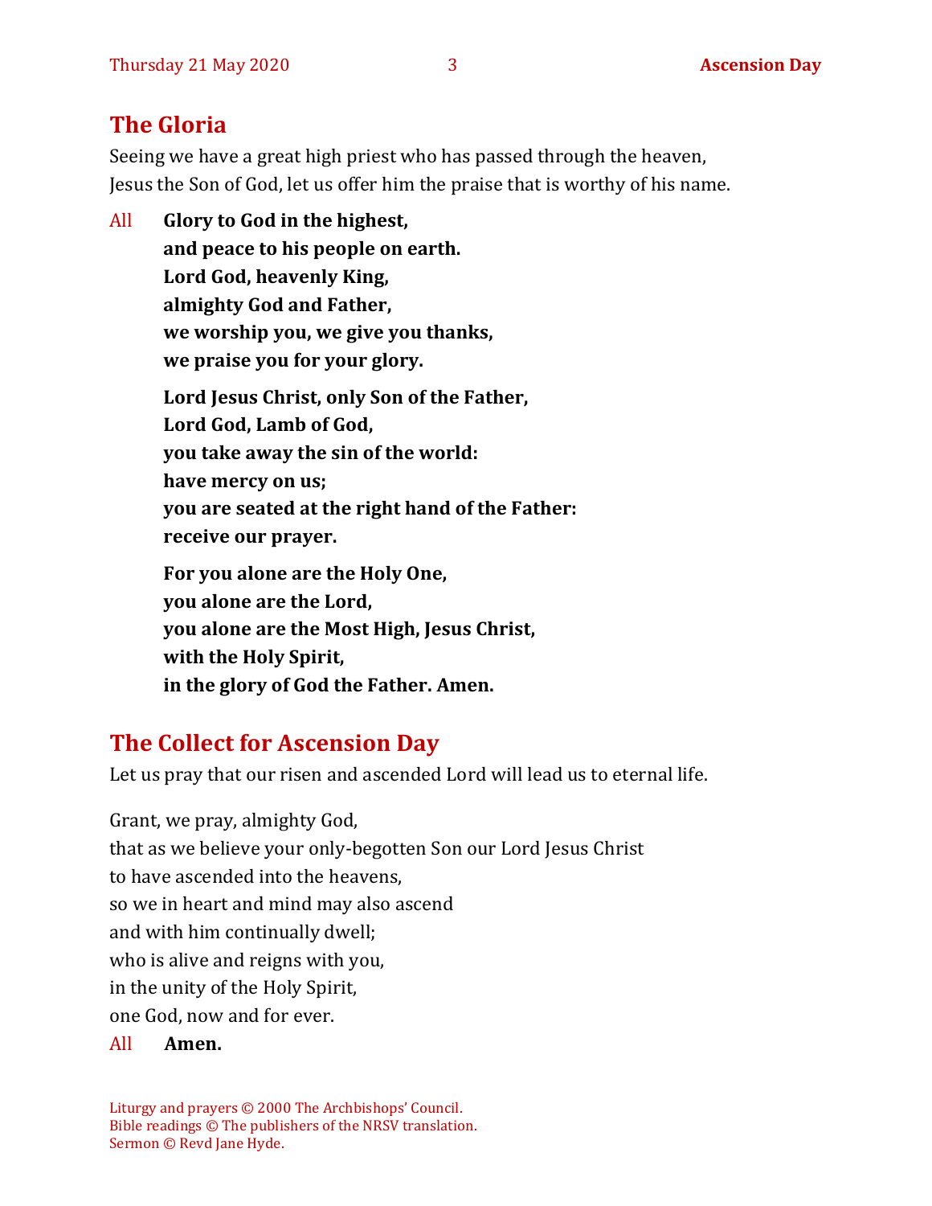## The Gloria

Seeing we have a great high priest who has passed through the heaven,
Jesus the Son of God, let us offer him the praise that is worthy of his name.

All **Glory to God in the highest,**
**and peace to his people on earth.**
**Lord God, heavenly King,**
**almighty God and Father,**
**we worship you, we give you thanks,**
**we praise you for your glory.**

**Lord Jesus Christ, only Son of the Father,**
**Lord God, Lamb of God,**
**you take away the sin of the world:**
**have mercy on us;**
**you are seated at the right hand of the Father:**
**receive our prayer.**

**For you alone are the Holy One,**
**you alone are the Lord,**
**you alone are the Most High, Jesus Christ,**
**with the Holy Spirit,**
**in the glory of God the Father. Amen.**

## The Collect for Ascension Day

Let us pray that our risen and ascended Lord will lead us to eternal life.

Grant, we pray, almighty God,
that as we believe your only-begotten Son our Lord Jesus Christ
to have ascended into the heavens,
so we in heart and mind may also ascend
and with him continually dwell;
who is alive and reigns with you,
in the unity of the Holy Spirit,
one God, now and for ever.

All **Amen.**

Liturgy and prayers © 2000 The Archbishops' Council.
Bible readings © The publishers of the NRSV translation.
Sermon © Revd Jane Hyde.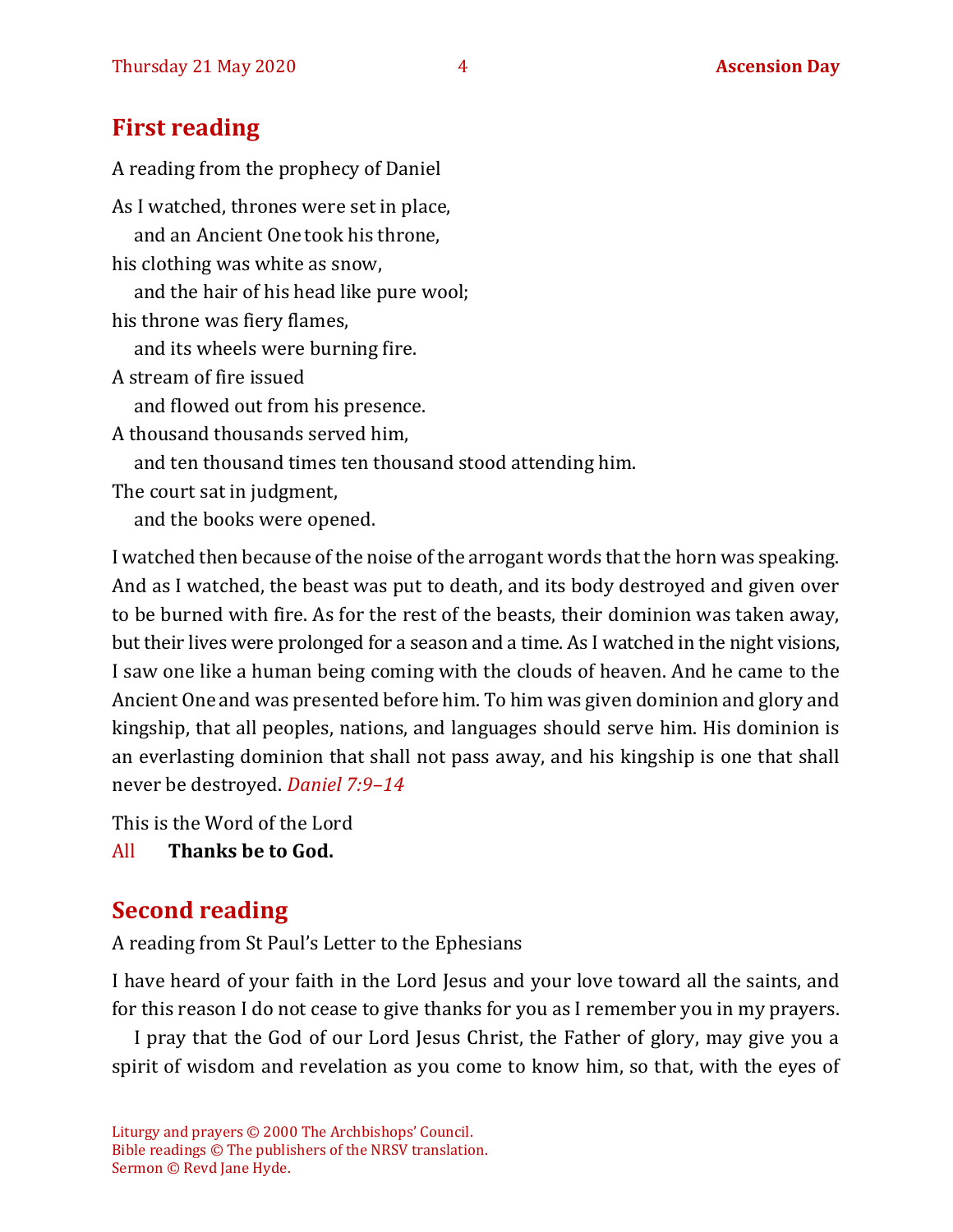## First reading

A reading from the prophecy of Daniel

As I watched, thrones were set in place,
   and an Ancient One took his throne,
his clothing was white as snow,
   and the hair of his head like pure wool;
his throne was fiery flames,
   and its wheels were burning fire.
A stream of fire issued
   and flowed out from his presence.
A thousand thousands served him,
   and ten thousand times ten thousand stood attending him.
The court sat in judgment,
   and the books were opened.

I watched then because of the noise of the arrogant words that the horn was speaking. And as I watched, the beast was put to death, and its body destroyed and given over to be burned with fire. As for the rest of the beasts, their dominion was taken away, but their lives were prolonged for a season and a time. As I watched in the night visions, I saw one like a human being coming with the clouds of heaven. And he came to the Ancient One and was presented before him. To him was given dominion and glory and kingship, that all peoples, nations, and languages should serve him. His dominion is an everlasting dominion that shall not pass away, and his kingship is one that shall never be destroyed. *Daniel 7:9–14*

This is the Word of the Lord
All **Thanks be to God.**

## Second reading

A reading from St Paul's Letter to the Ephesians

I have heard of your faith in the Lord Jesus and your love toward all the saints, and for this reason I do not cease to give thanks for you as I remember you in my prayers.

I pray that the God of our Lord Jesus Christ, the Father of glory, may give you a spirit of wisdom and revelation as you come to know him, so that, with the eyes of

Liturgy and prayers © 2000 The Archbishops' Council.
Bible readings © The publishers of the NRSV translation.
Sermon © Revd Jane Hyde.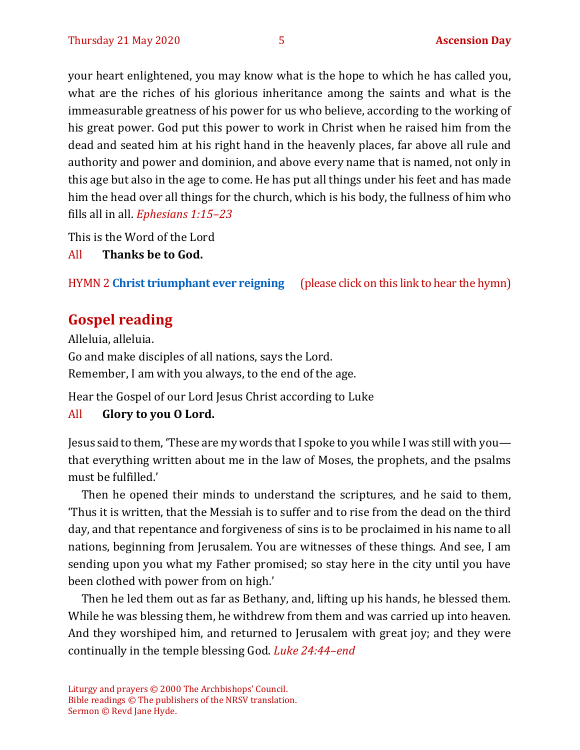your heart enlightened, you may know what is the hope to which he has called you, what are the riches of his glorious inheritance among the saints and what is the immeasurable greatness of his power for us who believe, according to the working of his great power. God put this power to work in Christ when he raised him from the dead and seated him at his right hand in the heavenly places, far above all rule and authority and power and dominion, and above every name that is named, not only in this age but also in the age to come. He has put all things under his feet and has made him the head over all things for the church, which is his body, the fullness of him who fills all in all. *Ephesians 1:15–23*

This is the Word of the Lord

All **Thanks be to God.**

HYMN 2 **Christ triumphant ever reigning** (please click on this link to hear the hymn)

## Gospel reading

Alleluia, alleluia.
Go and make disciples of all nations, says the Lord.
Remember, I am with you always, to the end of the age.

Hear the Gospel of our Lord Jesus Christ according to Luke

All **Glory to you O Lord.**

Jesus said to them, 'These are my words that I spoke to you while I was still with you—that everything written about me in the law of Moses, the prophets, and the psalms must be fulfilled.'

Then he opened their minds to understand the scriptures, and he said to them, 'Thus it is written, that the Messiah is to suffer and to rise from the dead on the third day, and that repentance and forgiveness of sins is to be proclaimed in his name to all nations, beginning from Jerusalem. You are witnesses of these things. And see, I am sending upon you what my Father promised; so stay here in the city until you have been clothed with power from on high.'

Then he led them out as far as Bethany, and, lifting up his hands, he blessed them. While he was blessing them, he withdrew from them and was carried up into heaven. And they worshiped him, and returned to Jerusalem with great joy; and they were continually in the temple blessing God. *Luke 24:44–end*

Liturgy and prayers © 2000 The Archbishops' Council.
Bible readings © The publishers of the NRSV translation.
Sermon © Revd Jane Hyde.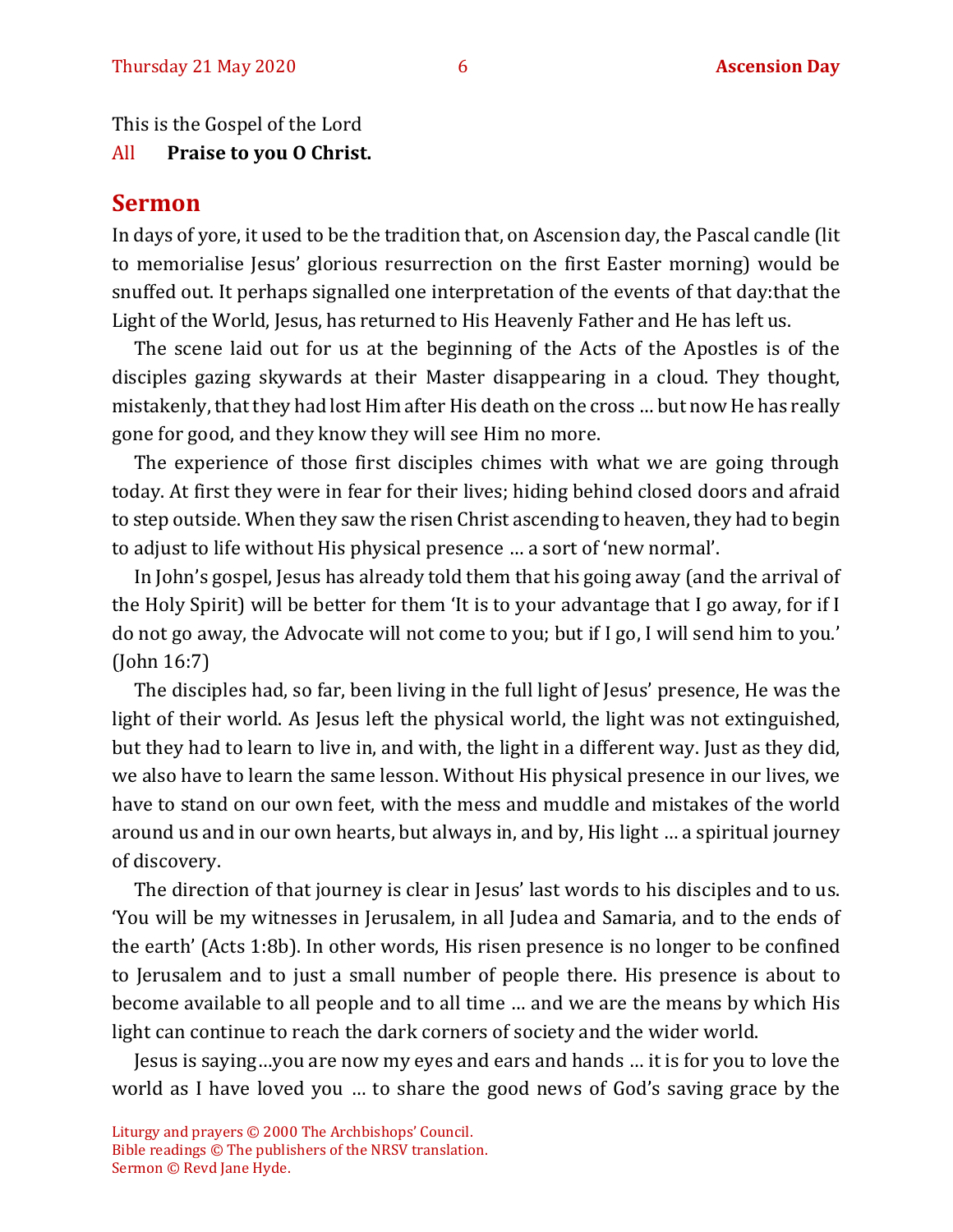This is the Gospel of the Lord

All **Praise to you O Christ.**

## Sermon

In days of yore, it used to be the tradition that, on Ascension day, the Pascal candle (lit to memorialise Jesus' glorious resurrection on the first Easter morning) would be snuffed out. It perhaps signalled one interpretation of the events of that day:that the Light of the World, Jesus, has returned to His Heavenly Father and He has left us.

The scene laid out for us at the beginning of the Acts of the Apostles is of the disciples gazing skywards at their Master disappearing in a cloud. They thought, mistakenly, that they had lost Him after His death on the cross … but now He has really gone for good, and they know they will see Him no more.

The experience of those first disciples chimes with what we are going through today. At first they were in fear for their lives; hiding behind closed doors and afraid to step outside. When they saw the risen Christ ascending to heaven, they had to begin to adjust to life without His physical presence … a sort of 'new normal'.

In John's gospel, Jesus has already told them that his going away (and the arrival of the Holy Spirit) will be better for them 'It is to your advantage that I go away, for if I do not go away, the Advocate will not come to you; but if I go, I will send him to you.' (John 16:7)

The disciples had, so far, been living in the full light of Jesus' presence, He was the light of their world. As Jesus left the physical world, the light was not extinguished, but they had to learn to live in, and with, the light in a different way. Just as they did, we also have to learn the same lesson. Without His physical presence in our lives, we have to stand on our own feet, with the mess and muddle and mistakes of the world around us and in our own hearts, but always in, and by, His light … a spiritual journey of discovery.

The direction of that journey is clear in Jesus' last words to his disciples and to us. 'You will be my witnesses in Jerusalem, in all Judea and Samaria, and to the ends of the earth' (Acts 1:8b). In other words, His risen presence is no longer to be confined to Jerusalem and to just a small number of people there. His presence is about to become available to all people and to all time … and we are the means by which His light can continue to reach the dark corners of society and the wider world.

Jesus is saying…you are now my eyes and ears and hands … it is for you to love the world as I have loved you … to share the good news of God's saving grace by the

Liturgy and prayers © 2000 The Archbishops' Council.
Bible readings © The publishers of the NRSV translation.
Sermon © Revd Jane Hyde.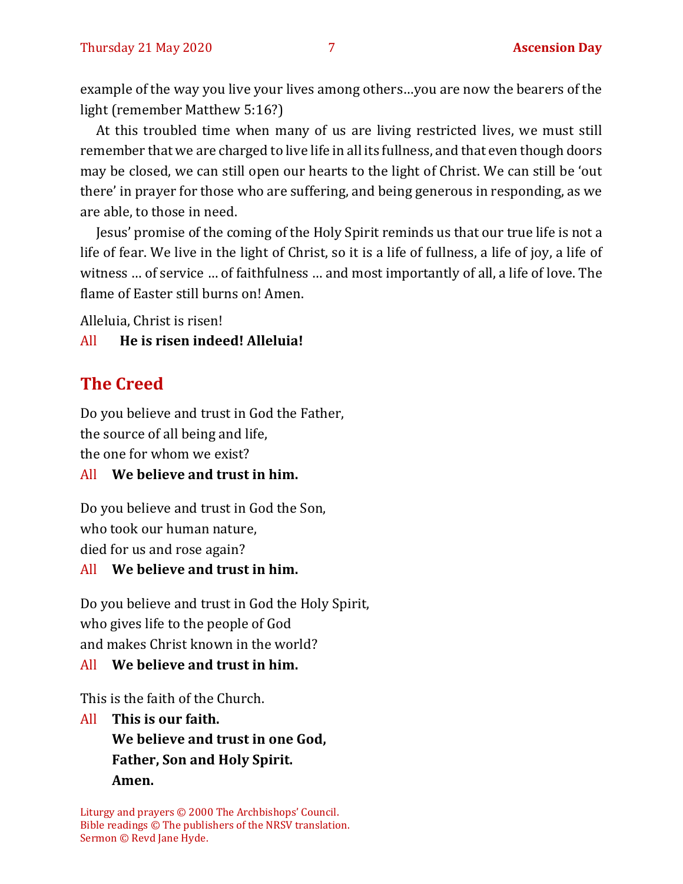example of the way you live your lives among others…you are now the bearers of the light (remember Matthew 5:16?)

At this troubled time when many of us are living restricted lives, we must still remember that we are charged to live life in all its fullness, and that even though doors may be closed, we can still open our hearts to the light of Christ. We can still be 'out there' in prayer for those who are suffering, and being generous in responding, as we are able, to those in need.

Jesus' promise of the coming of the Holy Spirit reminds us that our true life is not a life of fear. We live in the light of Christ, so it is a life of fullness, a life of joy, a life of witness … of service … of faithfulness … and most importantly of all, a life of love. The flame of Easter still burns on! Amen.

Alleluia, Christ is risen!

All **He is risen indeed! Alleluia!**

## The Creed

Do you believe and trust in God the Father,
the source of all being and life,
the one for whom we exist?

All **We believe and trust in him.**

Do you believe and trust in God the Son,
who took our human nature,
died for us and rose again?

All **We believe and trust in him.**

Do you believe and trust in God the Holy Spirit,
who gives life to the people of God
and makes Christ known in the world?

All **We believe and trust in him.**

This is the faith of the Church.

All **This is our faith.**
**We believe and trust in one God,**
**Father, Son and Holy Spirit.**
**Amen.**

Liturgy and prayers © 2000 The Archbishops' Council.
Bible readings © The publishers of the NRSV translation.
Sermon © Revd Jane Hyde.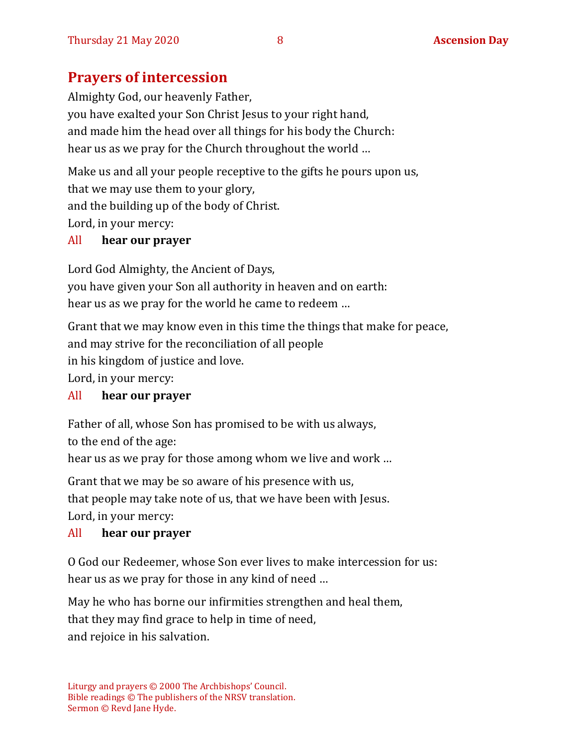## Prayers of intercession

Almighty God, our heavenly Father,
you have exalted your Son Christ Jesus to your right hand,
and made him the head over all things for his body the Church:
hear us as we pray for the Church throughout the world …

Make us and all your people receptive to the gifts he pours upon us,
that we may use them to your glory,
and the building up of the body of Christ.
Lord, in your mercy:

All **hear our prayer**

Lord God Almighty, the Ancient of Days,
you have given your Son all authority in heaven and on earth:
hear us as we pray for the world he came to redeem …

Grant that we may know even in this time the things that make for peace,
and may strive for the reconciliation of all people
in his kingdom of justice and love.
Lord, in your mercy:

All **hear our prayer**

Father of all, whose Son has promised to be with us always,
to the end of the age:
hear us as we pray for those among whom we live and work …

Grant that we may be so aware of his presence with us,
that people may take note of us, that we have been with Jesus.
Lord, in your mercy:

All **hear our prayer**

O God our Redeemer, whose Son ever lives to make intercession for us:
hear us as we pray for those in any kind of need …

May he who has borne our infirmities strengthen and heal them,
that they may find grace to help in time of need,
and rejoice in his salvation.

Liturgy and prayers © 2000 The Archbishops' Council.
Bible readings © The publishers of the NRSV translation.
Sermon © Revd Jane Hyde.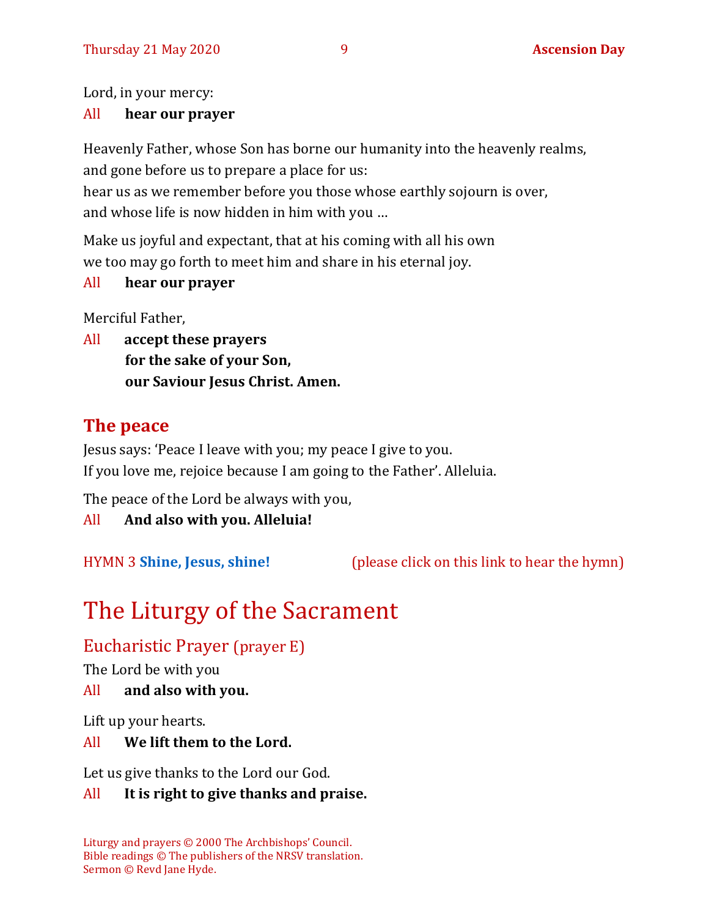Lord, in your mercy:

All **hear our prayer**

Heavenly Father, whose Son has borne our humanity into the heavenly realms,
and gone before us to prepare a place for us:
hear us as we remember before you those whose earthly sojourn is over,
and whose life is now hidden in him with you …

Make us joyful and expectant, that at his coming with all his own
we too may go forth to meet him and share in his eternal joy.

All **hear our prayer**

Merciful Father,

All **accept these prayers**
**for the sake of your Son,**
**our Saviour Jesus Christ. Amen.**

## The peace

Jesus says: 'Peace I leave with you; my peace I give to you.
If you love me, rejoice because I am going to the Father'. Alleluia.

The peace of the Lord be always with you,

All **And also with you. Alleluia!**

HYMN 3 **Shine, Jesus, shine!** (please click on this link to hear the hymn)

# The Liturgy of the Sacrament

## Eucharistic Prayer (prayer E)

The Lord be with you

All **and also with you.**

Lift up your hearts.

All **We lift them to the Lord.**

Let us give thanks to the Lord our God.

All **It is right to give thanks and praise.**

Liturgy and prayers © 2000 The Archbishops' Council.
Bible readings © The publishers of the NRSV translation.
Sermon © Revd Jane Hyde.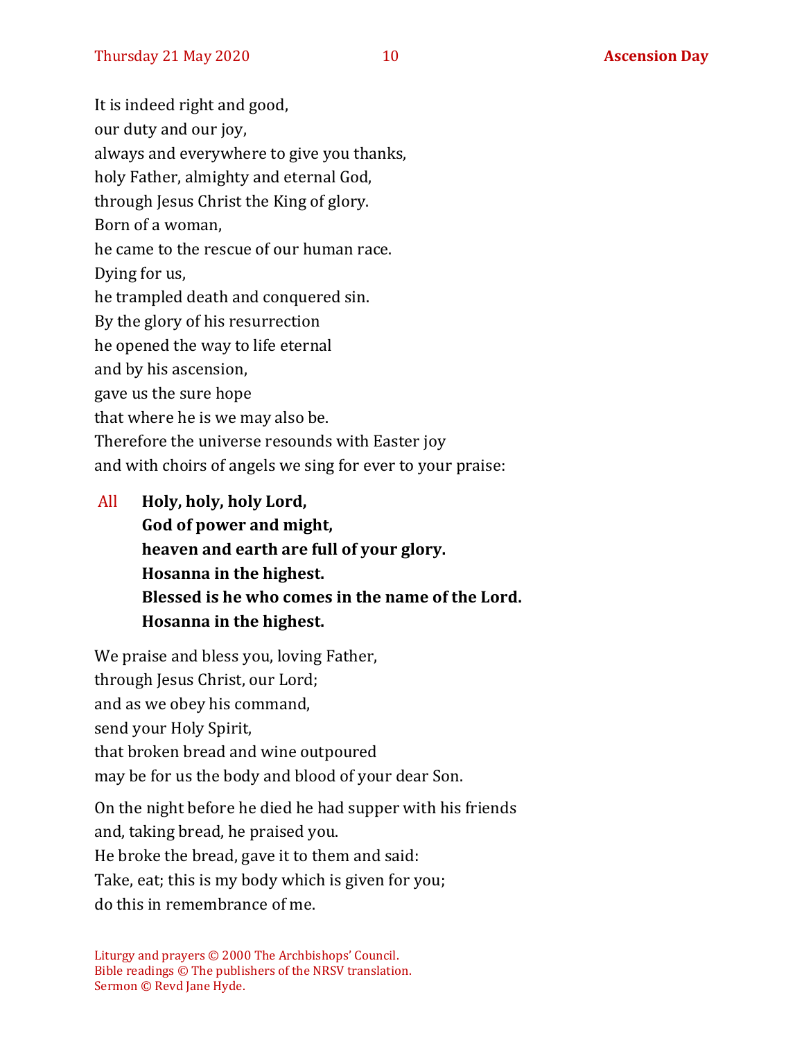It is indeed right and good,
our duty and our joy,
always and everywhere to give you thanks,
holy Father, almighty and eternal God,
through Jesus Christ the King of glory.
Born of a woman,
he came to the rescue of our human race.
Dying for us,
he trampled death and conquered sin.
By the glory of his resurrection
he opened the way to life eternal
and by his ascension,
gave us the sure hope
that where he is we may also be.
Therefore the universe resounds with Easter joy
and with choirs of angels we sing for ever to your praise:

All **Holy, holy, holy Lord,**
**God of power and might,**
**heaven and earth are full of your glory.**
**Hosanna in the highest.**
**Blessed is he who comes in the name of the Lord.**
**Hosanna in the highest.**

We praise and bless you, loving Father,
through Jesus Christ, our Lord;
and as we obey his command,
send your Holy Spirit,
that broken bread and wine outpoured
may be for us the body and blood of your dear Son.

On the night before he died he had supper with his friends
and, taking bread, he praised you.
He broke the bread, gave it to them and said:
Take, eat; this is my body which is given for you;
do this in remembrance of me.

Liturgy and prayers © 2000 The Archbishops' Council.
Bible readings © The publishers of the NRSV translation.
Sermon © Revd Jane Hyde.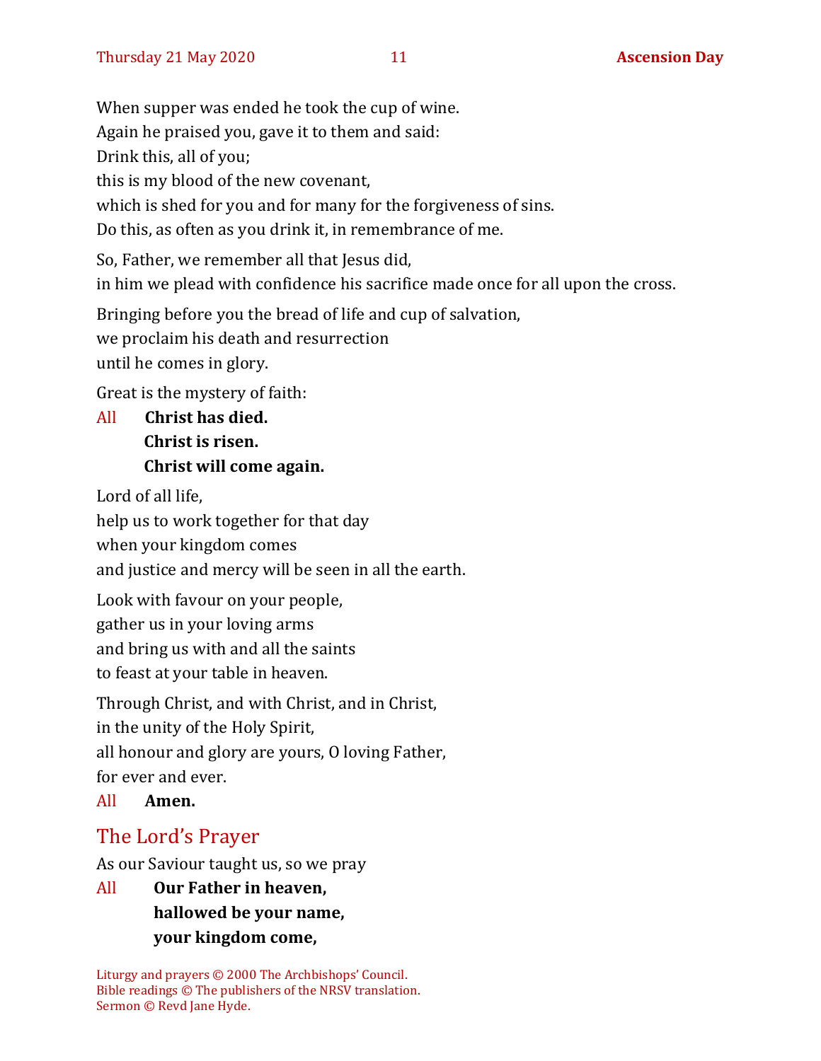When supper was ended he took the cup of wine.
Again he praised you, gave it to them and said:
Drink this, all of you;
this is my blood of the new covenant,
which is shed for you and for many for the forgiveness of sins.
Do this, as often as you drink it, in remembrance of me.

So, Father, we remember all that Jesus did,
in him we plead with confidence his sacrifice made once for all upon the cross.

Bringing before you the bread of life and cup of salvation,
we proclaim his death and resurrection
until he comes in glory.

Great is the mystery of faith:

All **Christ has died.**
**Christ is risen.**
**Christ will come again.**

Lord of all life,
help us to work together for that day
when your kingdom comes
and justice and mercy will be seen in all the earth.

Look with favour on your people,
gather us in your loving arms
and bring us with and all the saints
to feast at your table in heaven.

Through Christ, and with Christ, and in Christ,
in the unity of the Holy Spirit,
all honour and glory are yours, O loving Father,
for ever and ever.

All **Amen.**

## The Lord's Prayer

As our Saviour taught us, so we pray

All **Our Father in heaven,**
**hallowed be your name,**
**your kingdom come,**

Liturgy and prayers © 2000 The Archbishops' Council.
Bible readings © The publishers of the NRSV translation.
Sermon © Revd Jane Hyde.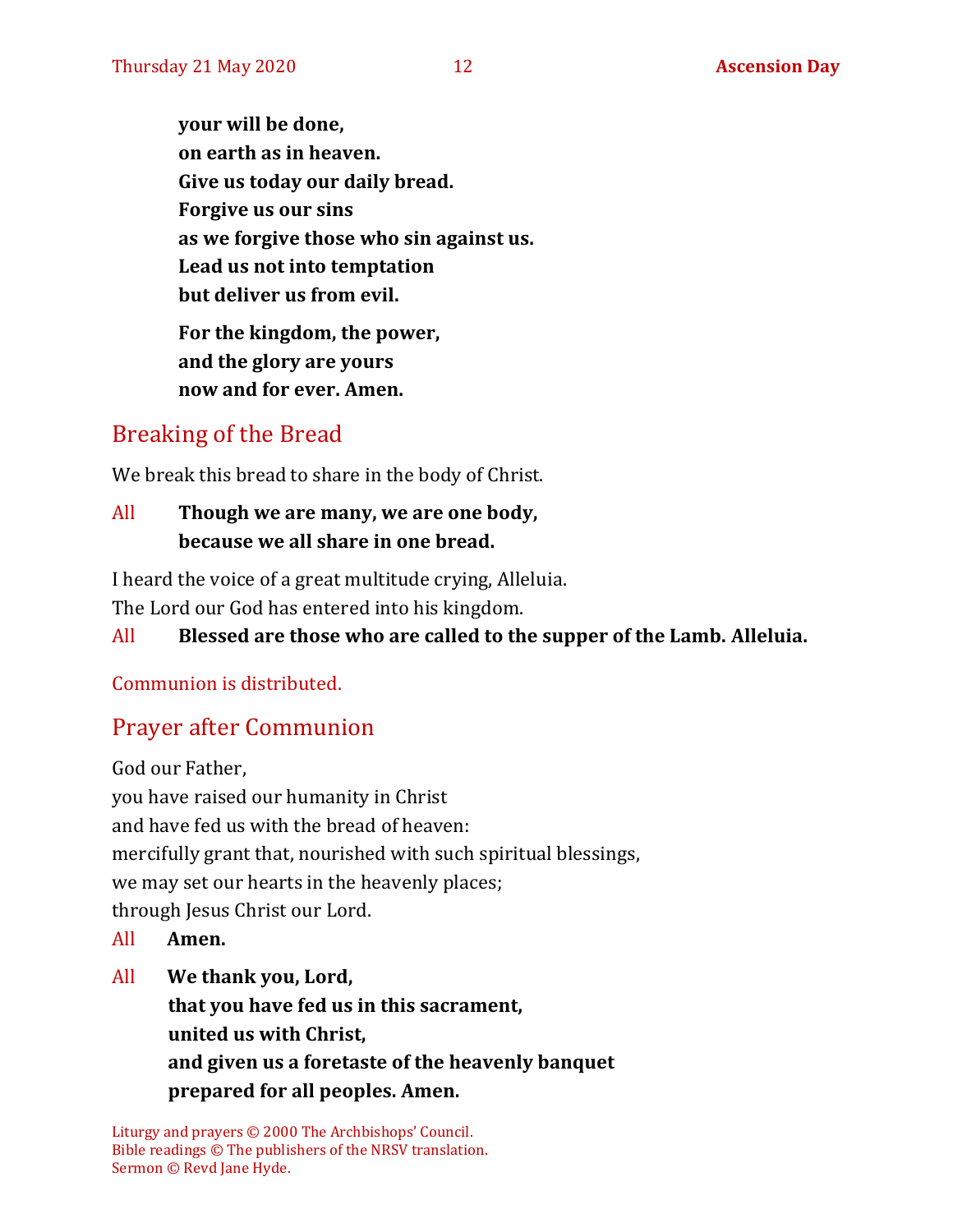**your will be done,**
**on earth as in heaven.**
**Give us today our daily bread.**
**Forgive us our sins**
**as we forgive those who sin against us.**
**Lead us not into temptation**
**but deliver us from evil.**

**For the kingdom, the power,**
**and the glory are yours**
**now and for ever. Amen.**

## Breaking of the Bread

We break this bread to share in the body of Christ.

All **Though we are many, we are one body,**
**because we all share in one bread.**

I heard the voice of a great multitude crying, Alleluia.
The Lord our God has entered into his kingdom.

All **Blessed are those who are called to the supper of the Lamb. Alleluia.**

Communion is distributed.

## Prayer after Communion

God our Father,
you have raised our humanity in Christ
and have fed us with the bread of heaven:
mercifully grant that, nourished with such spiritual blessings,
we may set our hearts in the heavenly places;
through Jesus Christ our Lord.

All **Amen.**

All **We thank you, Lord,**
**that you have fed us in this sacrament,**
**united us with Christ,**
**and given us a foretaste of the heavenly banquet**
**prepared for all peoples. Amen.**

Liturgy and prayers © 2000 The Archbishops' Council.
Bible readings © The publishers of the NRSV translation.
Sermon © Revd Jane Hyde.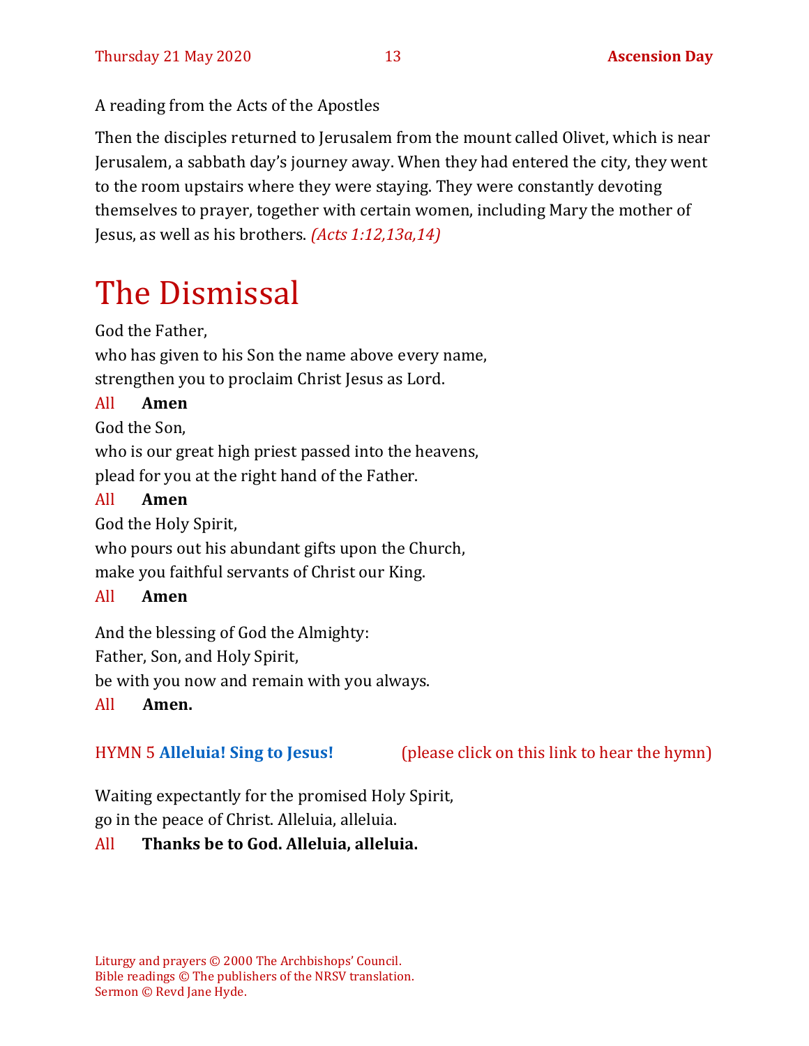A reading from the Acts of the Apostles

Then the disciples returned to Jerusalem from the mount called Olivet, which is near Jerusalem, a sabbath day's journey away. When they had entered the city, they went to the room upstairs where they were staying. They were constantly devoting themselves to prayer, together with certain women, including Mary the mother of Jesus, as well as his brothers. *(Acts 1:12,13a,14)*

# The Dismissal

God the Father,
who has given to his Son the name above every name,
strengthen you to proclaim Christ Jesus as Lord.

All **Amen**

God the Son,
who is our great high priest passed into the heavens,
plead for you at the right hand of the Father.

All **Amen**

God the Holy Spirit,
who pours out his abundant gifts upon the Church,
make you faithful servants of Christ our King.

All **Amen**

And the blessing of God the Almighty:
Father, Son, and Holy Spirit,
be with you now and remain with you always.

All **Amen.**

HYMN 5 **Alleluia! Sing to Jesus!** (please click on this link to hear the hymn)

Waiting expectantly for the promised Holy Spirit,
go in the peace of Christ. Alleluia, alleluia.

All **Thanks be to God. Alleluia, alleluia.**

Liturgy and prayers © 2000 The Archbishops' Council.
Bible readings © The publishers of the NRSV translation.
Sermon © Revd Jane Hyde.